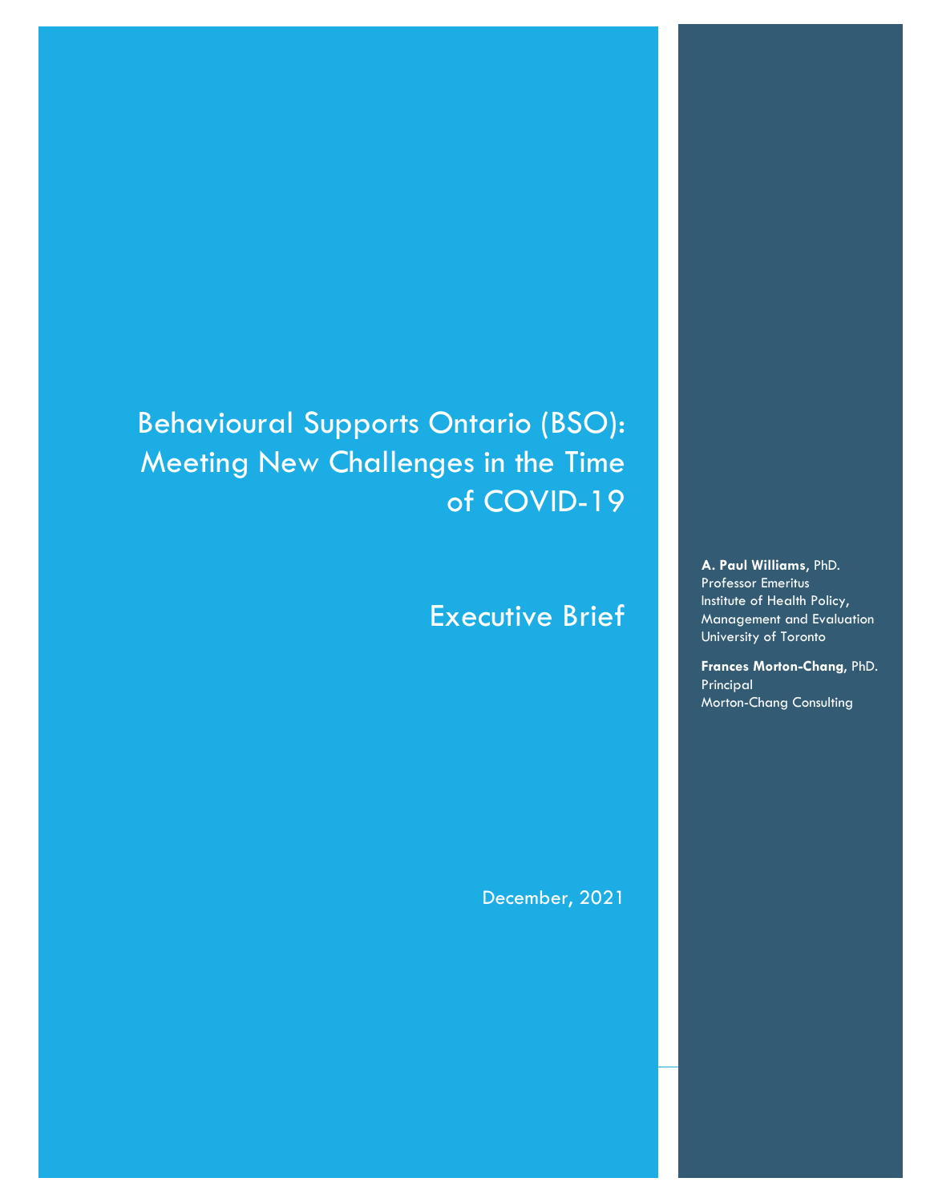# Behavioural Supports Ontario (BSO): Meeting New Challenges in the Time of COVID-19

## Executive Brief

December, 2021

**A. Paul Williams**, PhD.
Professor Emeritus
Institute of Health Policy, Management and Evaluation
University of Toronto

**Frances Morton-Chang**, PhD.
Principal
Morton-Chang Consulting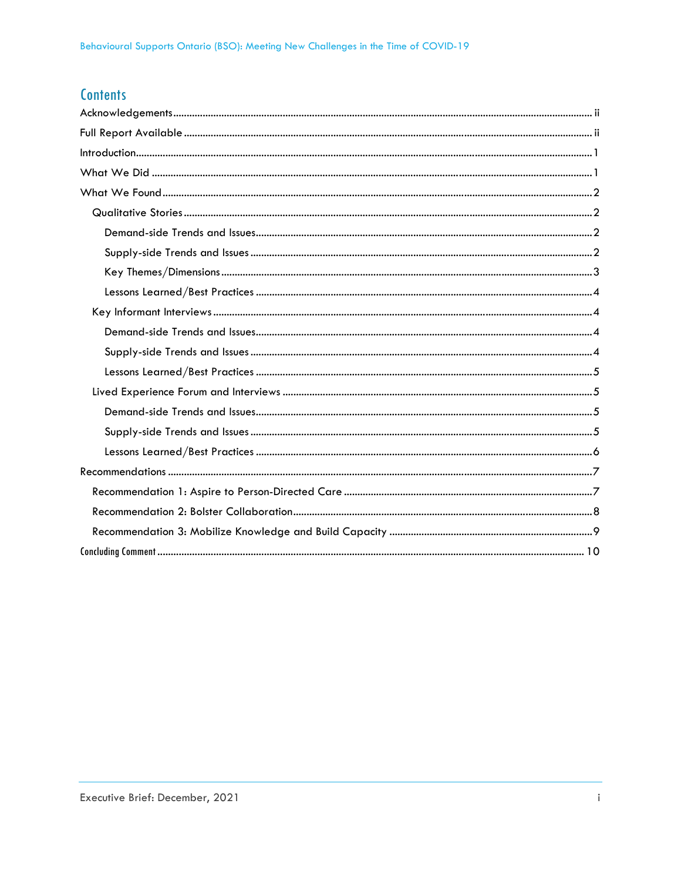# Contents

Acknowledgements ..... ii

Full Report Available ..... ii

Introduction ..... 1

What We Did ..... 1

What We Found ..... 2

- Qualitative Stories ..... 2
  - Demand-side Trends and Issues ..... 2
  - Supply-side Trends and Issues ..... 2
  - Key Themes/Dimensions ..... 3
  - Lessons Learned/Best Practices ..... 4
- Key Informant Interviews ..... 4
  - Demand-side Trends and Issues ..... 4
  - Supply-side Trends and Issues ..... 4
  - Lessons Learned/Best Practices ..... 5
- Lived Experience Forum and Interviews ..... 5
  - Demand-side Trends and Issues ..... 5
  - Supply-side Trends and Issues ..... 5
  - Lessons Learned/Best Practices ..... 6

Recommendations ..... 7

- Recommendation 1: Aspire to Person-Directed Care ..... 7
- Recommendation 2: Bolster Collaboration ..... 8
- Recommendation 3: Mobilize Knowledge and Build Capacity ..... 9

Concluding Comment ..... 10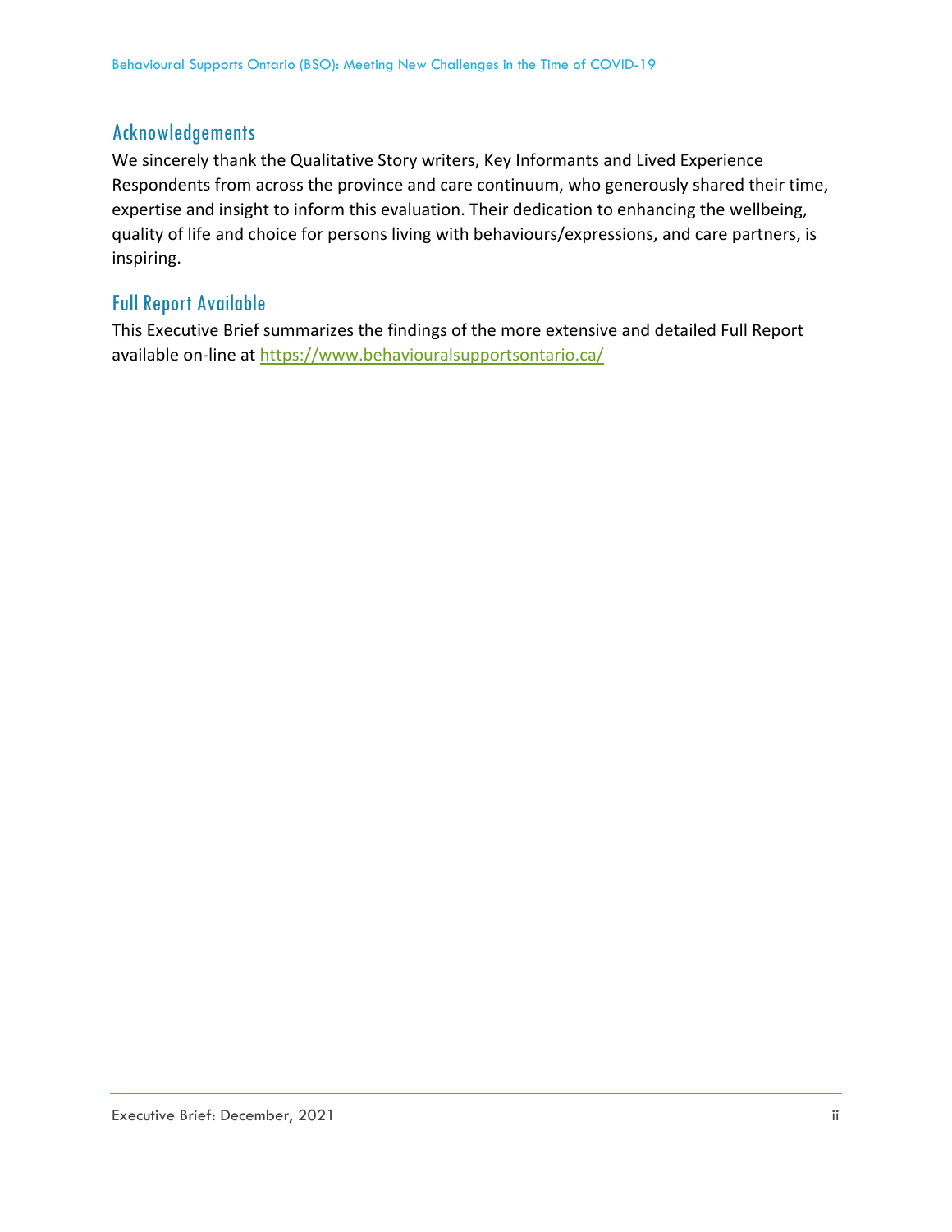## Acknowledgements

We sincerely thank the Qualitative Story writers, Key Informants and Lived Experience Respondents from across the province and care continuum, who generously shared their time, expertise and insight to inform this evaluation. Their dedication to enhancing the wellbeing, quality of life and choice for persons living with behaviours/expressions, and care partners, is inspiring.

## Full Report Available

This Executive Brief summarizes the findings of the more extensive and detailed Full Report available on-line at https://www.behaviouralsupportsontario.ca/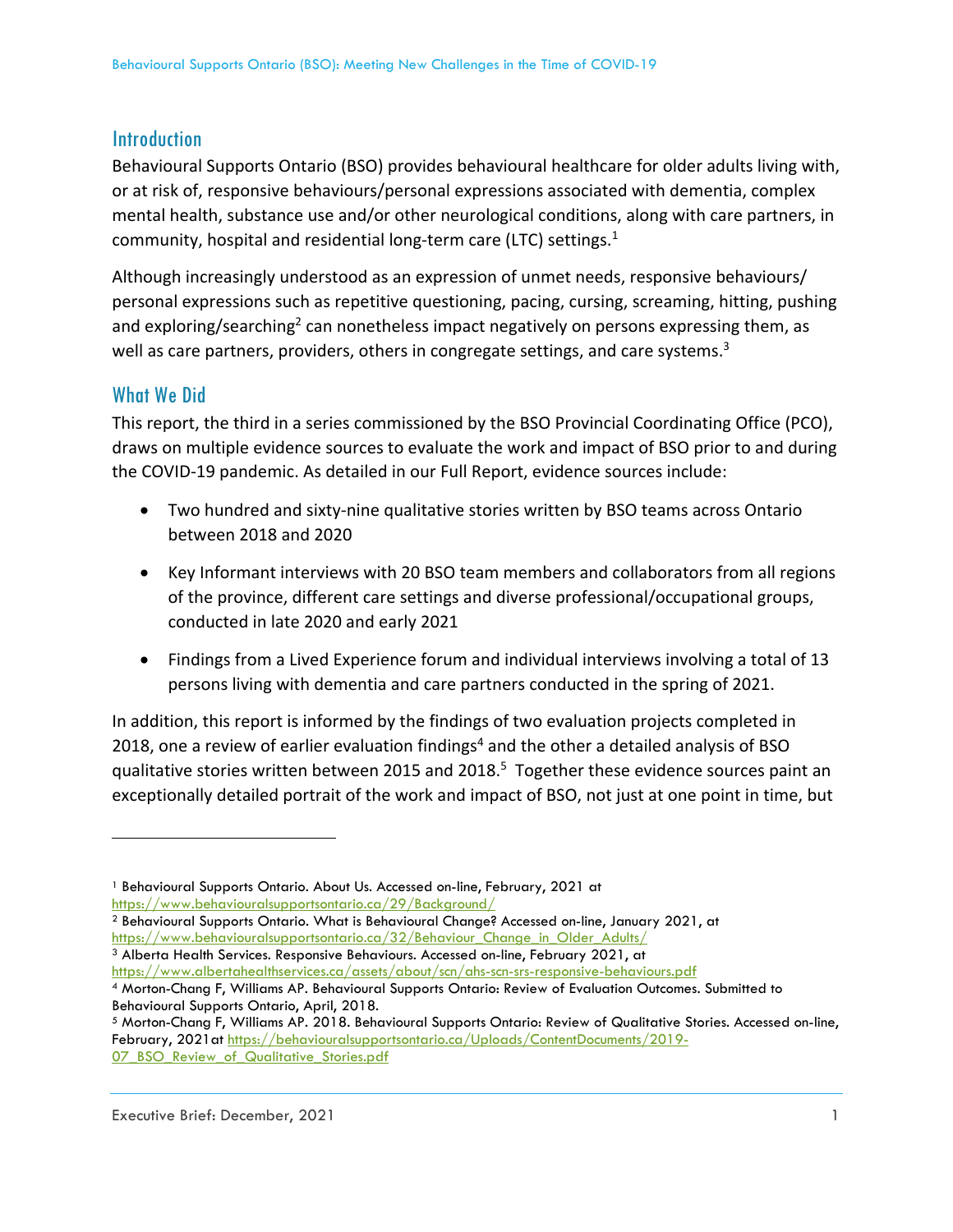## Introduction

Behavioural Supports Ontario (BSO) provides behavioural healthcare for older adults living with, or at risk of, responsive behaviours/personal expressions associated with dementia, complex mental health, substance use and/or other neurological conditions, along with care partners, in community, hospital and residential long-term care (LTC) settings.[1]

Although increasingly understood as an expression of unmet needs, responsive behaviours/ personal expressions such as repetitive questioning, pacing, cursing, screaming, hitting, pushing and exploring/searching[2] can nonetheless impact negatively on persons expressing them, as well as care partners, providers, others in congregate settings, and care systems.[3]

## What We Did

This report, the third in a series commissioned by the BSO Provincial Coordinating Office (PCO), draws on multiple evidence sources to evaluate the work and impact of BSO prior to and during the COVID-19 pandemic. As detailed in our Full Report, evidence sources include:

- Two hundred and sixty-nine qualitative stories written by BSO teams across Ontario between 2018 and 2020
- Key Informant interviews with 20 BSO team members and collaborators from all regions of the province, different care settings and diverse professional/occupational groups, conducted in late 2020 and early 2021
- Findings from a Lived Experience forum and individual interviews involving a total of 13 persons living with dementia and care partners conducted in the spring of 2021.

In addition, this report is informed by the findings of two evaluation projects completed in 2018, one a review of earlier evaluation findings[4] and the other a detailed analysis of BSO qualitative stories written between 2015 and 2018.[5] Together these evidence sources paint an exceptionally detailed portrait of the work and impact of BSO, not just at one point in time, but

---

[1] Behavioural Supports Ontario. About Us. Accessed on-line, February, 2021 at https://www.behaviouralsupportsontario.ca/29/Background/

[2] Behavioural Supports Ontario. What is Behavioural Change? Accessed on-line, January 2021, at https://www.behaviouralsupportsontario.ca/32/Behaviour_Change_in_Older_Adults/

[3] Alberta Health Services. Responsive Behaviours. Accessed on-line, February 2021, at https://www.albertahealthservices.ca/assets/about/scn/ahs-scn-srs-responsive-behaviours.pdf

[4] Morton-Chang F, Williams AP. Behavioural Supports Ontario: Review of Evaluation Outcomes. Submitted to Behavioural Supports Ontario, April, 2018.

[5] Morton-Chang F, Williams AP. 2018. Behavioural Supports Ontario: Review of Qualitative Stories. Accessed on-line, February, 2021at https://behaviouralsupportsontario.ca/Uploads/ContentDocuments/2019-07_BSO_Review_of_Qualitative_Stories.pdf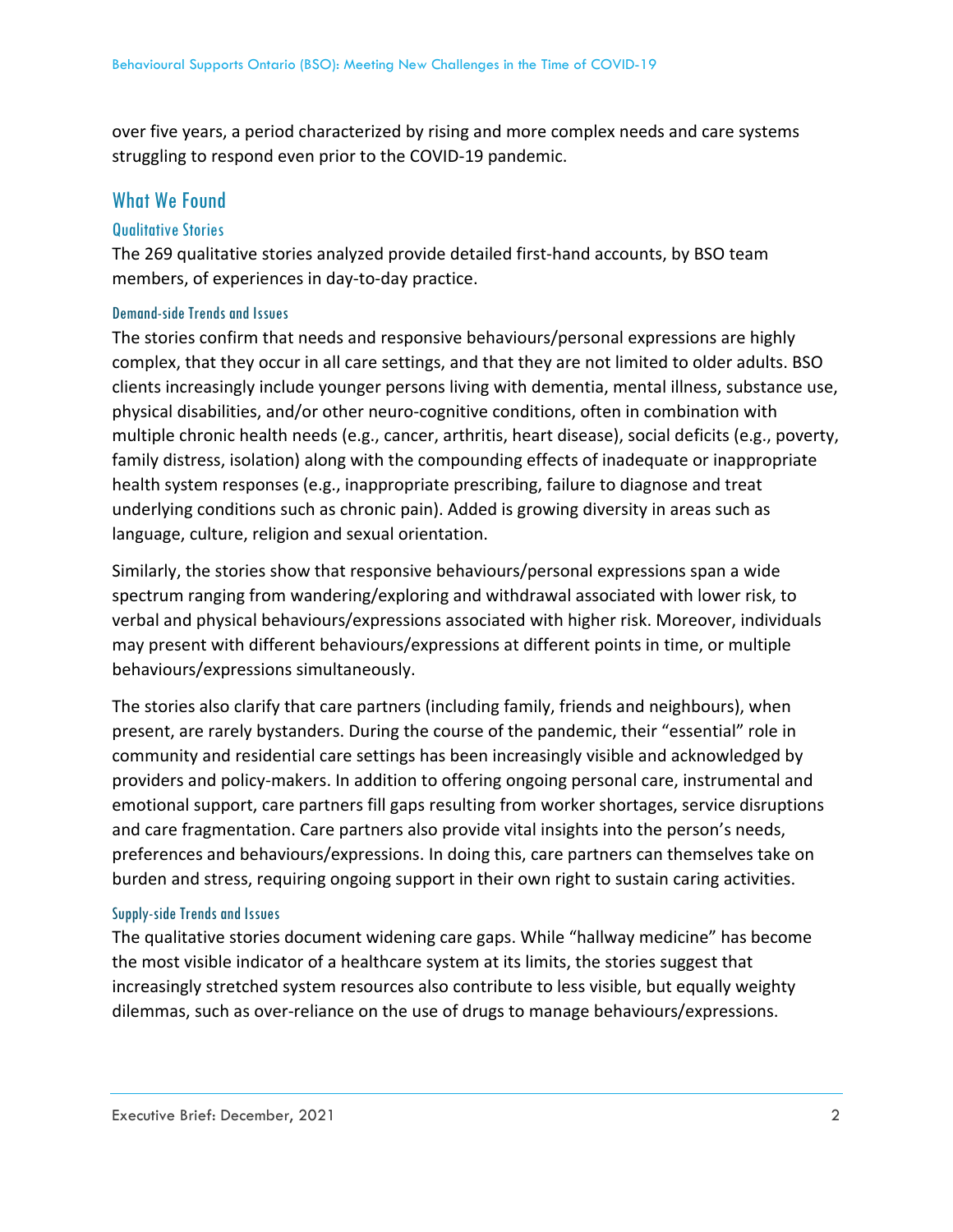over five years, a period characterized by rising and more complex needs and care systems struggling to respond even prior to the COVID-19 pandemic.

## What We Found

### Qualitative Stories

The 269 qualitative stories analyzed provide detailed first-hand accounts, by BSO team members, of experiences in day-to-day practice.

#### Demand-side Trends and Issues

The stories confirm that needs and responsive behaviours/personal expressions are highly complex, that they occur in all care settings, and that they are not limited to older adults. BSO clients increasingly include younger persons living with dementia, mental illness, substance use, physical disabilities, and/or other neuro-cognitive conditions, often in combination with multiple chronic health needs (e.g., cancer, arthritis, heart disease), social deficits (e.g., poverty, family distress, isolation) along with the compounding effects of inadequate or inappropriate health system responses (e.g., inappropriate prescribing, failure to diagnose and treat underlying conditions such as chronic pain). Added is growing diversity in areas such as language, culture, religion and sexual orientation.

Similarly, the stories show that responsive behaviours/personal expressions span a wide spectrum ranging from wandering/exploring and withdrawal associated with lower risk, to verbal and physical behaviours/expressions associated with higher risk. Moreover, individuals may present with different behaviours/expressions at different points in time, or multiple behaviours/expressions simultaneously.

The stories also clarify that care partners (including family, friends and neighbours), when present, are rarely bystanders. During the course of the pandemic, their "essential" role in community and residential care settings has been increasingly visible and acknowledged by providers and policy-makers. In addition to offering ongoing personal care, instrumental and emotional support, care partners fill gaps resulting from worker shortages, service disruptions and care fragmentation. Care partners also provide vital insights into the person's needs, preferences and behaviours/expressions. In doing this, care partners can themselves take on burden and stress, requiring ongoing support in their own right to sustain caring activities.

#### Supply-side Trends and Issues

The qualitative stories document widening care gaps. While "hallway medicine" has become the most visible indicator of a healthcare system at its limits, the stories suggest that increasingly stretched system resources also contribute to less visible, but equally weighty dilemmas, such as over-reliance on the use of drugs to manage behaviours/expressions.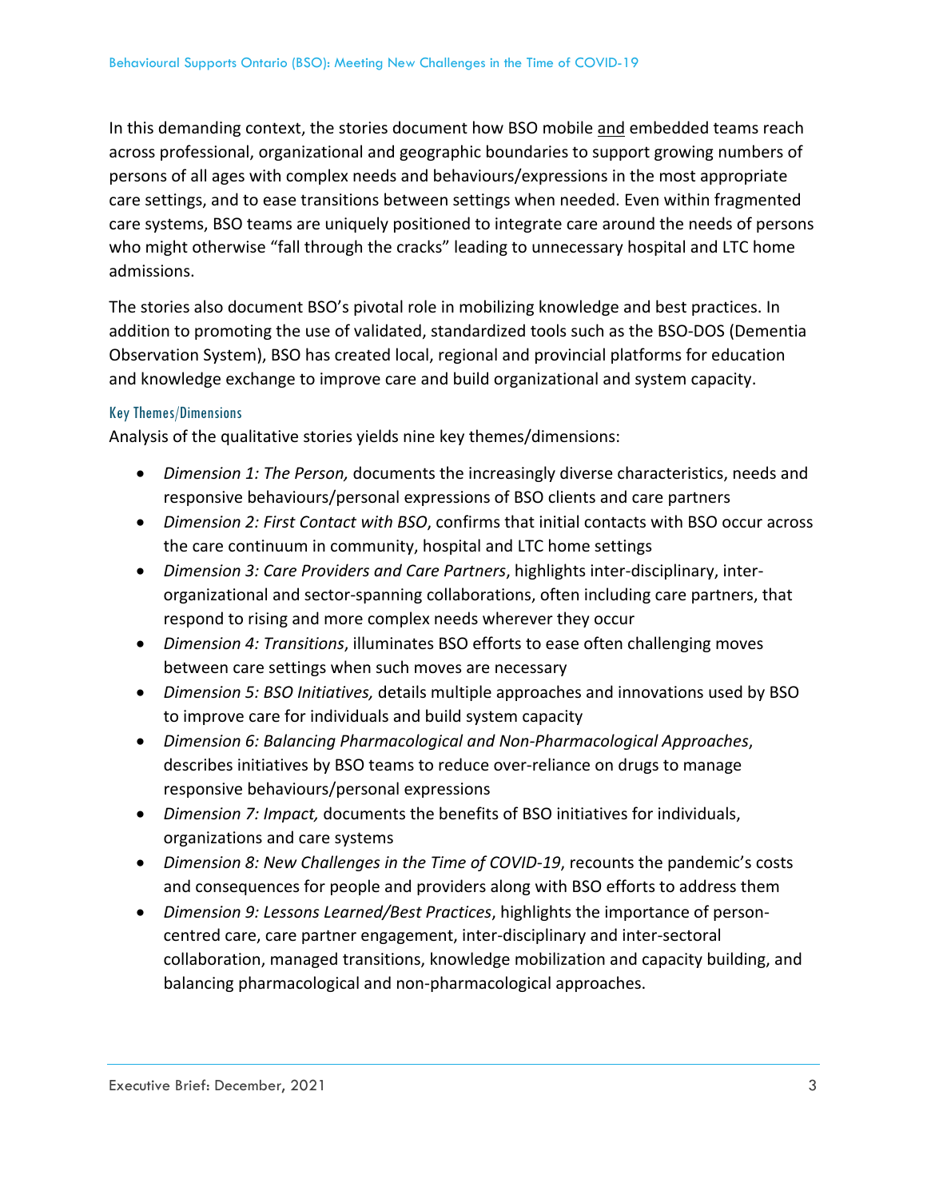In this demanding context, the stories document how BSO mobile and embedded teams reach across professional, organizational and geographic boundaries to support growing numbers of persons of all ages with complex needs and behaviours/expressions in the most appropriate care settings, and to ease transitions between settings when needed. Even within fragmented care systems, BSO teams are uniquely positioned to integrate care around the needs of persons who might otherwise "fall through the cracks" leading to unnecessary hospital and LTC home admissions.

The stories also document BSO's pivotal role in mobilizing knowledge and best practices. In addition to promoting the use of validated, standardized tools such as the BSO-DOS (Dementia Observation System), BSO has created local, regional and provincial platforms for education and knowledge exchange to improve care and build organizational and system capacity.

### Key Themes/Dimensions

Analysis of the qualitative stories yields nine key themes/dimensions:

- *Dimension 1: The Person,* documents the increasingly diverse characteristics, needs and responsive behaviours/personal expressions of BSO clients and care partners
- *Dimension 2: First Contact with BSO*, confirms that initial contacts with BSO occur across the care continuum in community, hospital and LTC home settings
- *Dimension 3: Care Providers and Care Partners*, highlights inter-disciplinary, inter-organizational and sector-spanning collaborations, often including care partners, that respond to rising and more complex needs wherever they occur
- *Dimension 4: Transitions*, illuminates BSO efforts to ease often challenging moves between care settings when such moves are necessary
- *Dimension 5: BSO Initiatives,* details multiple approaches and innovations used by BSO to improve care for individuals and build system capacity
- *Dimension 6: Balancing Pharmacological and Non-Pharmacological Approaches*, describes initiatives by BSO teams to reduce over-reliance on drugs to manage responsive behaviours/personal expressions
- *Dimension 7: Impact,* documents the benefits of BSO initiatives for individuals, organizations and care systems
- *Dimension 8: New Challenges in the Time of COVID-19*, recounts the pandemic's costs and consequences for people and providers along with BSO efforts to address them
- *Dimension 9: Lessons Learned/Best Practices*, highlights the importance of person-centred care, care partner engagement, inter-disciplinary and inter-sectoral collaboration, managed transitions, knowledge mobilization and capacity building, and balancing pharmacological and non-pharmacological approaches.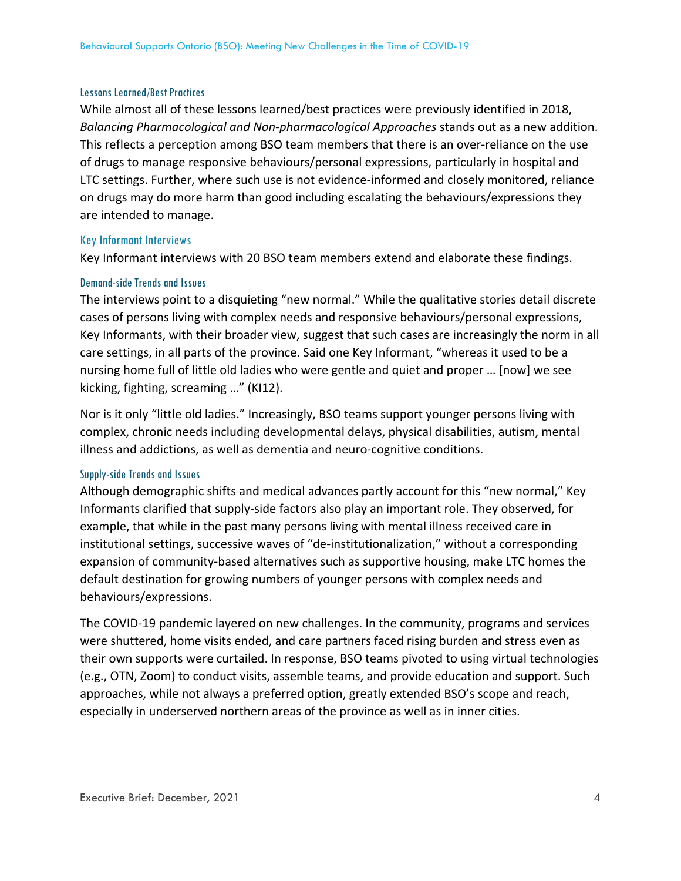### Lessons Learned/Best Practices

While almost all of these lessons learned/best practices were previously identified in 2018, *Balancing Pharmacological and Non-pharmacological Approaches* stands out as a new addition. This reflects a perception among BSO team members that there is an over-reliance on the use of drugs to manage responsive behaviours/personal expressions, particularly in hospital and LTC settings. Further, where such use is not evidence-informed and closely monitored, reliance on drugs may do more harm than good including escalating the behaviours/expressions they are intended to manage.

## Key Informant Interviews

Key Informant interviews with 20 BSO team members extend and elaborate these findings.

### Demand-side Trends and Issues

The interviews point to a disquieting "new normal." While the qualitative stories detail discrete cases of persons living with complex needs and responsive behaviours/personal expressions, Key Informants, with their broader view, suggest that such cases are increasingly the norm in all care settings, in all parts of the province. Said one Key Informant, "whereas it used to be a nursing home full of little old ladies who were gentle and quiet and proper … [now] we see kicking, fighting, screaming …" (KI12).

Nor is it only "little old ladies." Increasingly, BSO teams support younger persons living with complex, chronic needs including developmental delays, physical disabilities, autism, mental illness and addictions, as well as dementia and neuro-cognitive conditions.

### Supply-side Trends and Issues

Although demographic shifts and medical advances partly account for this "new normal," Key Informants clarified that supply-side factors also play an important role. They observed, for example, that while in the past many persons living with mental illness received care in institutional settings, successive waves of "de-institutionalization," without a corresponding expansion of community-based alternatives such as supportive housing, make LTC homes the default destination for growing numbers of younger persons with complex needs and behaviours/expressions.

The COVID-19 pandemic layered on new challenges. In the community, programs and services were shuttered, home visits ended, and care partners faced rising burden and stress even as their own supports were curtailed. In response, BSO teams pivoted to using virtual technologies (e.g., OTN, Zoom) to conduct visits, assemble teams, and provide education and support. Such approaches, while not always a preferred option, greatly extended BSO's scope and reach, especially in underserved northern areas of the province as well as in inner cities.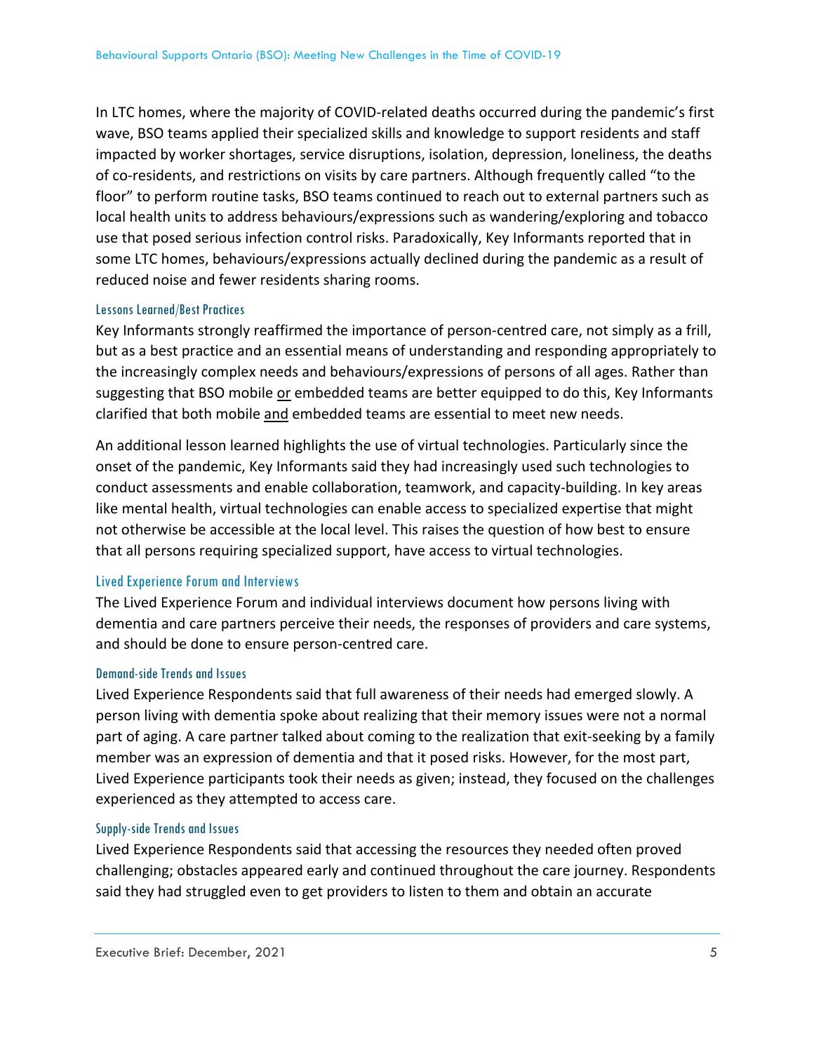In LTC homes, where the majority of COVID-related deaths occurred during the pandemic's first wave, BSO teams applied their specialized skills and knowledge to support residents and staff impacted by worker shortages, service disruptions, isolation, depression, loneliness, the deaths of co-residents, and restrictions on visits by care partners. Although frequently called "to the floor" to perform routine tasks, BSO teams continued to reach out to external partners such as local health units to address behaviours/expressions such as wandering/exploring and tobacco use that posed serious infection control risks. Paradoxically, Key Informants reported that in some LTC homes, behaviours/expressions actually declined during the pandemic as a result of reduced noise and fewer residents sharing rooms.

#### Lessons Learned/Best Practices

Key Informants strongly reaffirmed the importance of person-centred care, not simply as a frill, but as a best practice and an essential means of understanding and responding appropriately to the increasingly complex needs and behaviours/expressions of persons of all ages. Rather than suggesting that BSO mobile <u>or</u> embedded teams are better equipped to do this, Key Informants clarified that both mobile <u>and</u> embedded teams are essential to meet new needs.

An additional lesson learned highlights the use of virtual technologies. Particularly since the onset of the pandemic, Key Informants said they had increasingly used such technologies to conduct assessments and enable collaboration, teamwork, and capacity-building. In key areas like mental health, virtual technologies can enable access to specialized expertise that might not otherwise be accessible at the local level. This raises the question of how best to ensure that all persons requiring specialized support, have access to virtual technologies.

### Lived Experience Forum and Interviews

The Lived Experience Forum and individual interviews document how persons living with dementia and care partners perceive their needs, the responses of providers and care systems, and should be done to ensure person-centred care.

#### Demand-side Trends and Issues

Lived Experience Respondents said that full awareness of their needs had emerged slowly. A person living with dementia spoke about realizing that their memory issues were not a normal part of aging. A care partner talked about coming to the realization that exit-seeking by a family member was an expression of dementia and that it posed risks. However, for the most part, Lived Experience participants took their needs as given; instead, they focused on the challenges experienced as they attempted to access care.

#### Supply-side Trends and Issues

Lived Experience Respondents said that accessing the resources they needed often proved challenging; obstacles appeared early and continued throughout the care journey. Respondents said they had struggled even to get providers to listen to them and obtain an accurate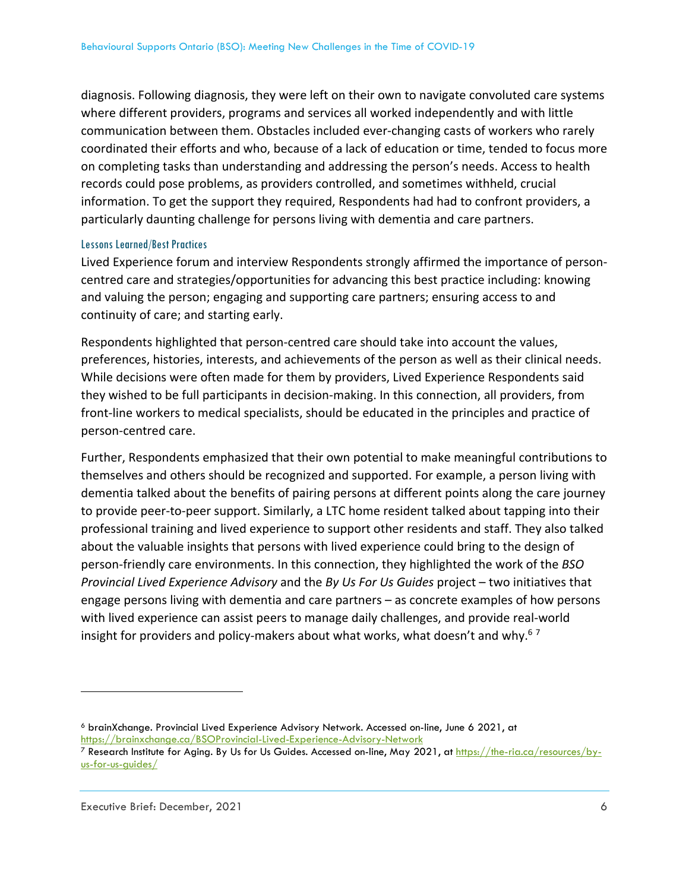diagnosis. Following diagnosis, they were left on their own to navigate convoluted care systems where different providers, programs and services all worked independently and with little communication between them. Obstacles included ever-changing casts of workers who rarely coordinated their efforts and who, because of a lack of education or time, tended to focus more on completing tasks than understanding and addressing the person's needs. Access to health records could pose problems, as providers controlled, and sometimes withheld, crucial information. To get the support they required, Respondents had had to confront providers, a particularly daunting challenge for persons living with dementia and care partners.

### Lessons Learned/Best Practices

Lived Experience forum and interview Respondents strongly affirmed the importance of person-centred care and strategies/opportunities for advancing this best practice including: knowing and valuing the person; engaging and supporting care partners; ensuring access to and continuity of care; and starting early.

Respondents highlighted that person-centred care should take into account the values, preferences, histories, interests, and achievements of the person as well as their clinical needs. While decisions were often made for them by providers, Lived Experience Respondents said they wished to be full participants in decision-making. In this connection, all providers, from front-line workers to medical specialists, should be educated in the principles and practice of person-centred care.

Further, Respondents emphasized that their own potential to make meaningful contributions to themselves and others should be recognized and supported. For example, a person living with dementia talked about the benefits of pairing persons at different points along the care journey to provide peer-to-peer support. Similarly, a LTC home resident talked about tapping into their professional training and lived experience to support other residents and staff. They also talked about the valuable insights that persons with lived experience could bring to the design of person-friendly care environments. In this connection, they highlighted the work of the *BSO Provincial Lived Experience Advisory* and the *By Us For Us Guides* project – two initiatives that engage persons living with dementia and care partners – as concrete examples of how persons with lived experience can assist peers to manage daily challenges, and provide real-world insight for providers and policy-makers about what works, what doesn't and why.[6] [7]

---

[6] brainXchange. Provincial Lived Experience Advisory Network. Accessed on-line, June 6 2021, at https://brainxchange.ca/BSOProvincial-Lived-Experience-Advisory-Network

[7] Research Institute for Aging. By Us for Us Guides. Accessed on-line, May 2021, at https://the-ria.ca/resources/by-us-for-us-guides/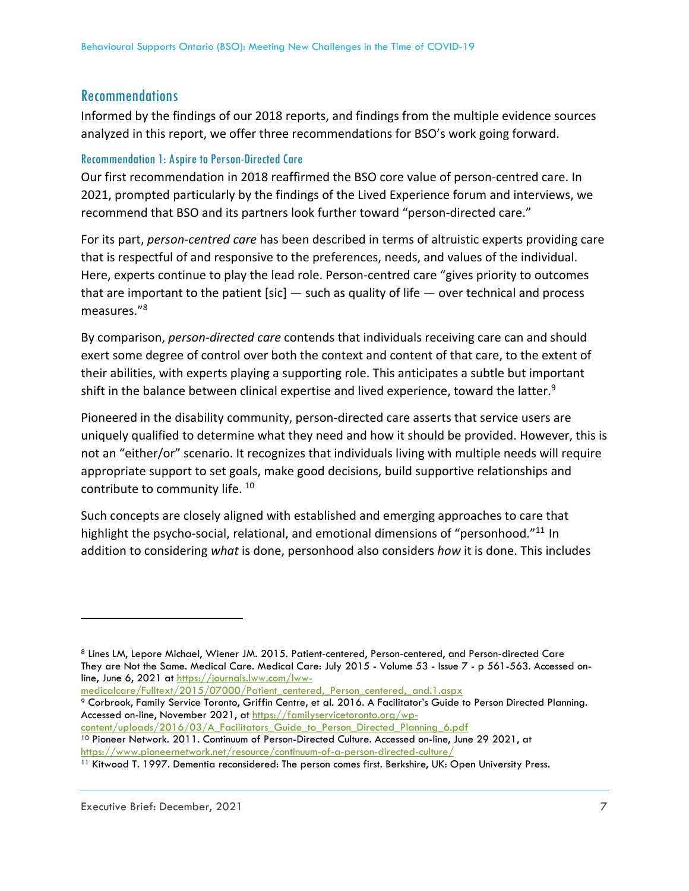## Recommendations

Informed by the findings of our 2018 reports, and findings from the multiple evidence sources analyzed in this report, we offer three recommendations for BSO's work going forward.

### Recommendation 1: Aspire to Person-Directed Care

Our first recommendation in 2018 reaffirmed the BSO core value of person-centred care. In 2021, prompted particularly by the findings of the Lived Experience forum and interviews, we recommend that BSO and its partners look further toward "person-directed care."

For its part, *person-centred care* has been described in terms of altruistic experts providing care that is respectful of and responsive to the preferences, needs, and values of the individual. Here, experts continue to play the lead role. Person-centred care "gives priority to outcomes that are important to the patient [sic] — such as quality of life — over technical and process measures."[8]

By comparison, *person-directed care* contends that individuals receiving care can and should exert some degree of control over both the context and content of that care, to the extent of their abilities, with experts playing a supporting role. This anticipates a subtle but important shift in the balance between clinical expertise and lived experience, toward the latter.[9]

Pioneered in the disability community, person-directed care asserts that service users are uniquely qualified to determine what they need and how it should be provided. However, this is not an "either/or" scenario. It recognizes that individuals living with multiple needs will require appropriate support to set goals, make good decisions, build supportive relationships and contribute to community life. [10]

Such concepts are closely aligned with established and emerging approaches to care that highlight the psycho-social, relational, and emotional dimensions of "personhood."[11] In addition to considering *what* is done, personhood also considers *how* it is done. This includes

---

[8] Lines LM, Lepore Michael, Wiener JM. 2015. Patient-centered, Person-centered, and Person-directed Care They are Not the Same. Medical Care. Medical Care: July 2015 - Volume 53 - Issue 7 - p 561-563. Accessed on-line, June 6, 2021 at https://journals.lww.com/lww-medicalcare/Fulltext/2015/07000/Patient_centered,_Person_centered,_and.1.aspx

[9] Corbrook, Family Service Toronto, Griffin Centre, et al. 2016. A Facilitator's Guide to Person Directed Planning. Accessed on-line, November 2021, at https://familyservicetoronto.org/wp-content/uploads/2016/03/A_Facilitators_Guide_to_Person_Directed_Planning_6.pdf

[10] Pioneer Network. 2011. Continuum of Person-Directed Culture. Accessed on-line, June 29 2021, at https://www.pioneernetwork.net/resource/continuum-of-a-person-directed-culture/

[11] Kitwood T. 1997. Dementia reconsidered: The person comes first. Berkshire, UK: Open University Press.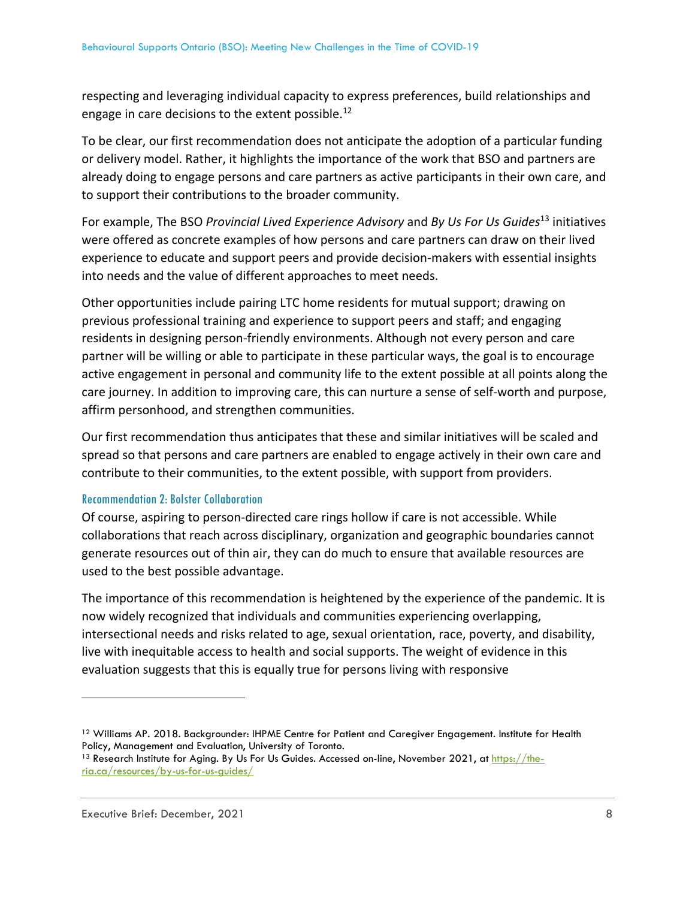respecting and leveraging individual capacity to express preferences, build relationships and engage in care decisions to the extent possible.[12]

To be clear, our first recommendation does not anticipate the adoption of a particular funding or delivery model. Rather, it highlights the importance of the work that BSO and partners are already doing to engage persons and care partners as active participants in their own care, and to support their contributions to the broader community.

For example, The BSO *Provincial Lived Experience Advisory* and *By Us For Us Guides*[13] initiatives were offered as concrete examples of how persons and care partners can draw on their lived experience to educate and support peers and provide decision-makers with essential insights into needs and the value of different approaches to meet needs.

Other opportunities include pairing LTC home residents for mutual support; drawing on previous professional training and experience to support peers and staff; and engaging residents in designing person-friendly environments. Although not every person and care partner will be willing or able to participate in these particular ways, the goal is to encourage active engagement in personal and community life to the extent possible at all points along the care journey. In addition to improving care, this can nurture a sense of self-worth and purpose, affirm personhood, and strengthen communities.

Our first recommendation thus anticipates that these and similar initiatives will be scaled and spread so that persons and care partners are enabled to engage actively in their own care and contribute to their communities, to the extent possible, with support from providers.

### Recommendation 2: Bolster Collaboration

Of course, aspiring to person-directed care rings hollow if care is not accessible. While collaborations that reach across disciplinary, organization and geographic boundaries cannot generate resources out of thin air, they can do much to ensure that available resources are used to the best possible advantage.

The importance of this recommendation is heightened by the experience of the pandemic. It is now widely recognized that individuals and communities experiencing overlapping, intersectional needs and risks related to age, sexual orientation, race, poverty, and disability, live with inequitable access to health and social supports. The weight of evidence in this evaluation suggests that this is equally true for persons living with responsive

---

[12] Williams AP. 2018. Backgrounder: IHPME Centre for Patient and Caregiver Engagement. Institute for Health Policy, Management and Evaluation, University of Toronto.

[13] Research Institute for Aging. By Us For Us Guides. Accessed on-line, November 2021, at https://the-ria.ca/resources/by-us-for-us-guides/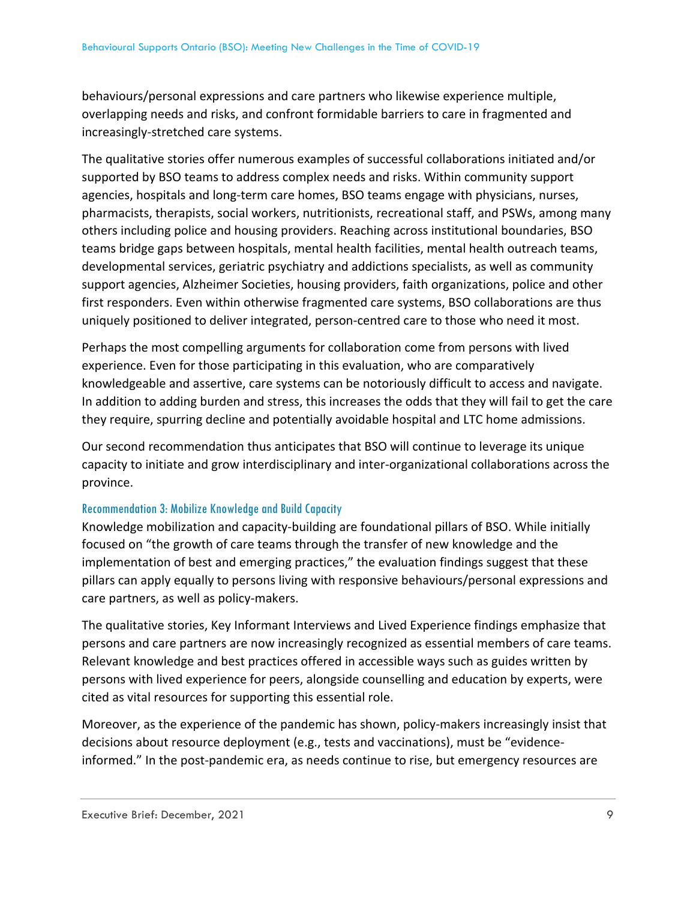behaviours/personal expressions and care partners who likewise experience multiple, overlapping needs and risks, and confront formidable barriers to care in fragmented and increasingly-stretched care systems.

The qualitative stories offer numerous examples of successful collaborations initiated and/or supported by BSO teams to address complex needs and risks. Within community support agencies, hospitals and long-term care homes, BSO teams engage with physicians, nurses, pharmacists, therapists, social workers, nutritionists, recreational staff, and PSWs, among many others including police and housing providers. Reaching across institutional boundaries, BSO teams bridge gaps between hospitals, mental health facilities, mental health outreach teams, developmental services, geriatric psychiatry and addictions specialists, as well as community support agencies, Alzheimer Societies, housing providers, faith organizations, police and other first responders. Even within otherwise fragmented care systems, BSO collaborations are thus uniquely positioned to deliver integrated, person-centred care to those who need it most.

Perhaps the most compelling arguments for collaboration come from persons with lived experience. Even for those participating in this evaluation, who are comparatively knowledgeable and assertive, care systems can be notoriously difficult to access and navigate. In addition to adding burden and stress, this increases the odds that they will fail to get the care they require, spurring decline and potentially avoidable hospital and LTC home admissions.

Our second recommendation thus anticipates that BSO will continue to leverage its unique capacity to initiate and grow interdisciplinary and inter-organizational collaborations across the province.

### Recommendation 3: Mobilize Knowledge and Build Capacity

Knowledge mobilization and capacity-building are foundational pillars of BSO. While initially focused on "the growth of care teams through the transfer of new knowledge and the implementation of best and emerging practices," the evaluation findings suggest that these pillars can apply equally to persons living with responsive behaviours/personal expressions and care partners, as well as policy-makers.

The qualitative stories, Key Informant Interviews and Lived Experience findings emphasize that persons and care partners are now increasingly recognized as essential members of care teams. Relevant knowledge and best practices offered in accessible ways such as guides written by persons with lived experience for peers, alongside counselling and education by experts, were cited as vital resources for supporting this essential role.

Moreover, as the experience of the pandemic has shown, policy-makers increasingly insist that decisions about resource deployment (e.g., tests and vaccinations), must be "evidence-informed." In the post-pandemic era, as needs continue to rise, but emergency resources are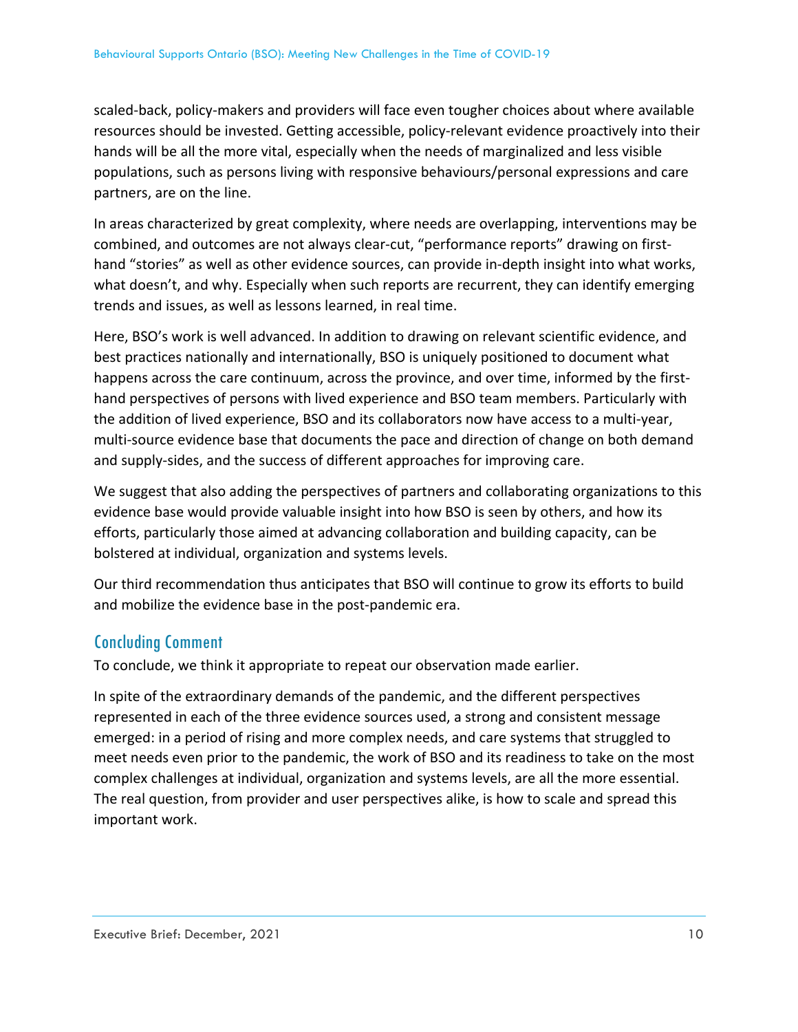scaled-back, policy-makers and providers will face even tougher choices about where available resources should be invested. Getting accessible, policy-relevant evidence proactively into their hands will be all the more vital, especially when the needs of marginalized and less visible populations, such as persons living with responsive behaviours/personal expressions and care partners, are on the line.

In areas characterized by great complexity, where needs are overlapping, interventions may be combined, and outcomes are not always clear-cut, "performance reports" drawing on first-hand "stories" as well as other evidence sources, can provide in-depth insight into what works, what doesn't, and why. Especially when such reports are recurrent, they can identify emerging trends and issues, as well as lessons learned, in real time.

Here, BSO's work is well advanced. In addition to drawing on relevant scientific evidence, and best practices nationally and internationally, BSO is uniquely positioned to document what happens across the care continuum, across the province, and over time, informed by the first-hand perspectives of persons with lived experience and BSO team members. Particularly with the addition of lived experience, BSO and its collaborators now have access to a multi-year, multi-source evidence base that documents the pace and direction of change on both demand and supply-sides, and the success of different approaches for improving care.

We suggest that also adding the perspectives of partners and collaborating organizations to this evidence base would provide valuable insight into how BSO is seen by others, and how its efforts, particularly those aimed at advancing collaboration and building capacity, can be bolstered at individual, organization and systems levels.

Our third recommendation thus anticipates that BSO will continue to grow its efforts to build and mobilize the evidence base in the post-pandemic era.

## Concluding Comment

To conclude, we think it appropriate to repeat our observation made earlier.

In spite of the extraordinary demands of the pandemic, and the different perspectives represented in each of the three evidence sources used, a strong and consistent message emerged: in a period of rising and more complex needs, and care systems that struggled to meet needs even prior to the pandemic, the work of BSO and its readiness to take on the most complex challenges at individual, organization and systems levels, are all the more essential. The real question, from provider and user perspectives alike, is how to scale and spread this important work.